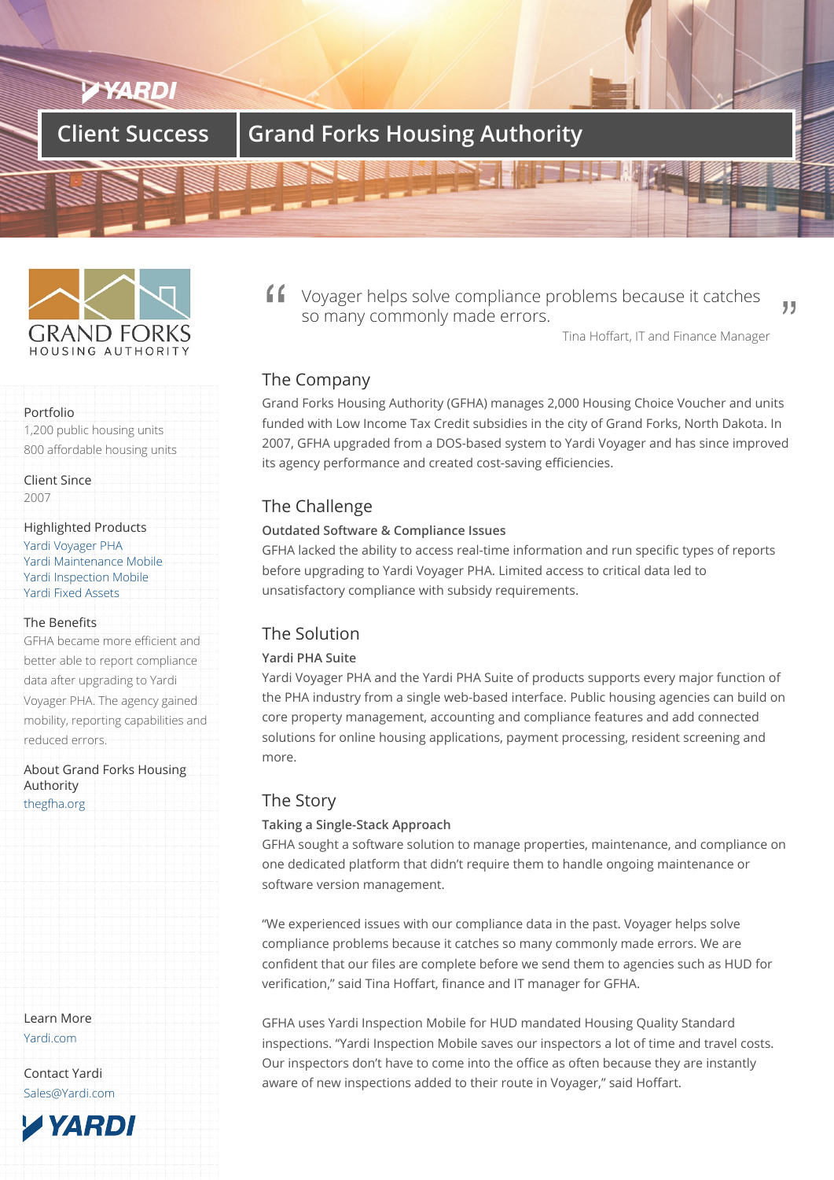# Client Success | Grand Forks Housing Authority

GRAND FORKS
HOUSING AUTHORITY

**Portfolio**
1,200 public housing units
800 affordable housing units

**Client Since**
2007

**Highlighted Products**
Yardi Voyager PHA
Yardi Maintenance Mobile
Yardi Inspection Mobile
Yardi Fixed Assets

**The Benefits**
GFHA became more efficient and better able to report compliance data after upgrading to Yardi Voyager PHA. The agency gained mobility, reporting capabilities and reduced errors.

**About Grand Forks Housing Authority**
thegfha.org

> "Voyager helps solve compliance problems because it catches so many commonly made errors."
>
> Tina Hoffart, IT and Finance Manager

## The Company

Grand Forks Housing Authority (GFHA) manages 2,000 Housing Choice Voucher and units funded with Low Income Tax Credit subsidies in the city of Grand Forks, North Dakota. In 2007, GFHA upgraded from a DOS-based system to Yardi Voyager and has since improved its agency performance and created cost-saving efficiencies.

## The Challenge

### Outdated Software & Compliance Issues

GFHA lacked the ability to access real-time information and run specific types of reports before upgrading to Yardi Voyager PHA. Limited access to critical data led to unsatisfactory compliance with subsidy requirements.

## The Solution

### Yardi PHA Suite

Yardi Voyager PHA and the Yardi PHA Suite of products supports every major function of the PHA industry from a single web-based interface. Public housing agencies can build on core property management, accounting and compliance features and add connected solutions for online housing applications, payment processing, resident screening and more.

## The Story

### Taking a Single-Stack Approach

GFHA sought a software solution to manage properties, maintenance, and compliance on one dedicated platform that didn't require them to handle ongoing maintenance or software version management.

"We experienced issues with our compliance data in the past. Voyager helps solve compliance problems because it catches so many commonly made errors. We are confident that our files are complete before we send them to agencies such as HUD for verification," said Tina Hoffart, finance and IT manager for GFHA.

GFHA uses Yardi Inspection Mobile for HUD mandated Housing Quality Standard inspections. "Yardi Inspection Mobile saves our inspectors a lot of time and travel costs. Our inspectors don't have to come into the office as often because they are instantly aware of new inspections added to their route in Voyager," said Hoffart.

**Learn More**
Yardi.com

**Contact Yardi**
Sales@Yardi.com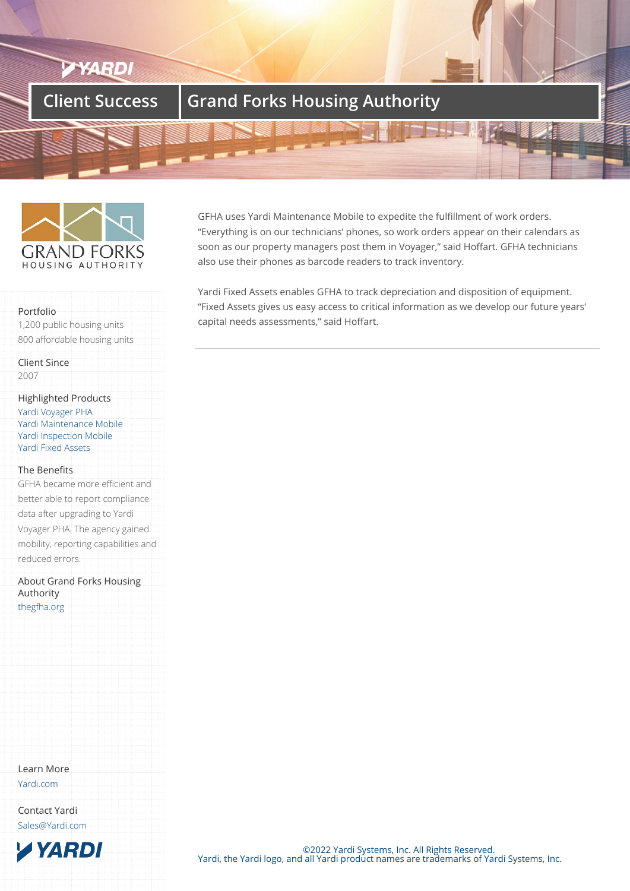# Client Success | Grand Forks Housing Authority

GFHA uses Yardi Maintenance Mobile to expedite the fulfillment of work orders. “Everything is on our technicians’ phones, so work orders appear on their calendars as soon as our property managers post them in Voyager,” said Hoffart. GFHA technicians also use their phones as barcode readers to track inventory.

Yardi Fixed Assets enables GFHA to track depreciation and disposition of equipment. “Fixed Assets gives us easy access to critical information as we develop our future years’ capital needs assessments,” said Hoffart.

---

GRAND FORKS HOUSING AUTHORITY

**Portfolio**
1,200 public housing units
800 affordable housing units

**Client Since**
2007

**Highlighted Products**
Yardi Voyager PHA
Yardi Maintenance Mobile
Yardi Inspection Mobile
Yardi Fixed Assets

**The Benefits**
GFHA became more efficient and better able to report compliance data after upgrading to Yardi Voyager PHA. The agency gained mobility, reporting capabilities and reduced errors.

**About Grand Forks Housing Authority**
thegfha.org

**Learn More**
Yardi.com

**Contact Yardi**
Sales@Yardi.com

©2022 Yardi Systems, Inc. All Rights Reserved.
Yardi, the Yardi logo, and all Yardi product names are trademarks of Yardi Systems, Inc.